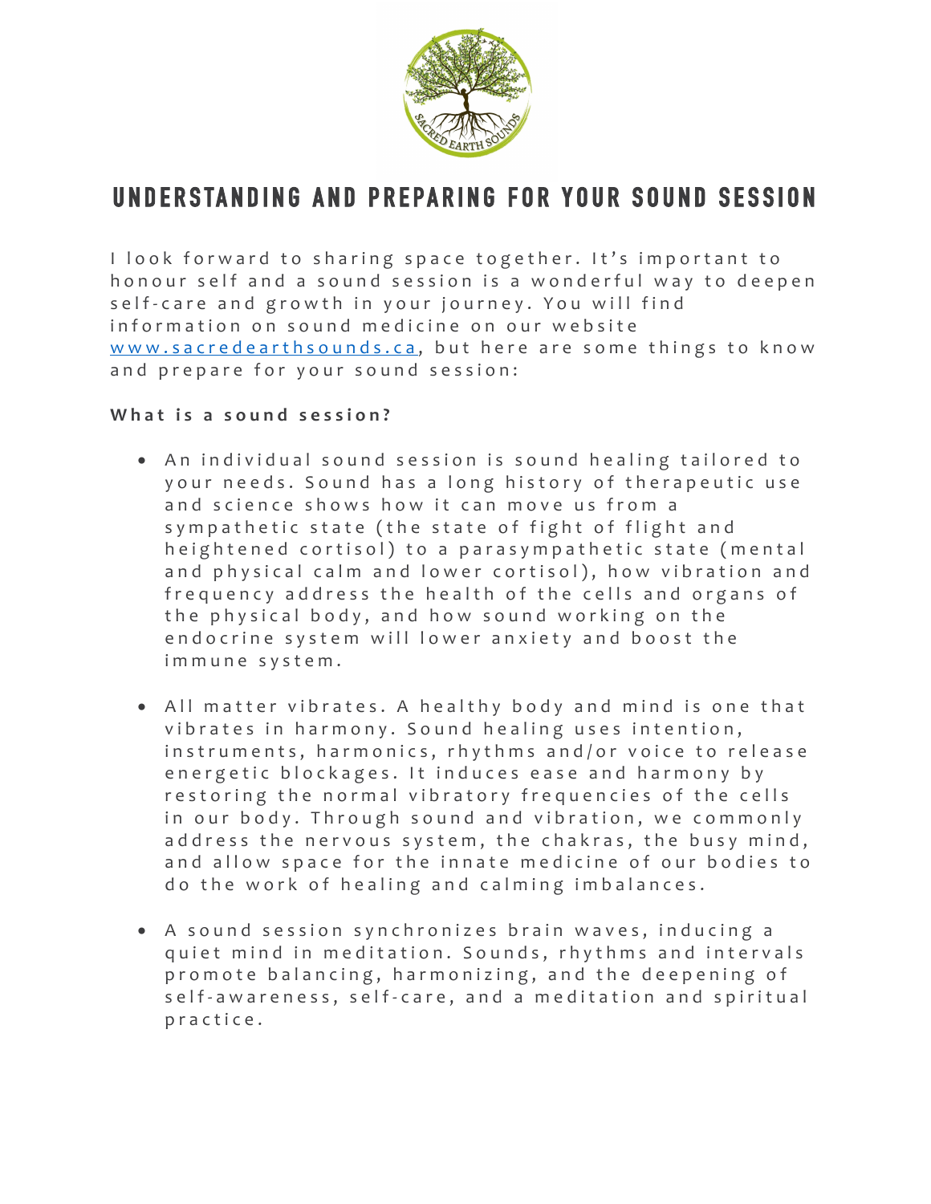# UNDERSTANDING AND PREPARING FOR YOUR SOUND SESSION

I look forward to sharing space together. It's important to honour self and a sound session is a wonderful way to deepen self-care and growth in your journey. You will find information on sound medicine on our website [www.sacredearthsounds.ca](http://www.sacredearthsounds.ca), but here are some things to know and prepare for your sound session:

**What is a sound session?**

- An individual sound session is sound healing tailored to your needs. Sound has a long history of therapeutic use and science shows how it can move us from a sympathetic state (the state of fight of flight and heightened cortisol) to a parasympathetic state (mental and physical calm and lower cortisol), how vibration and frequency address the health of the cells and organs of the physical body, and how sound working on the endocrine system will lower anxiety and boost the immune system.

- All matter vibrates. A healthy body and mind is one that vibrates in harmony. Sound healing uses intention, instruments, harmonics, rhythms and/or voice to release energetic blockages. It induces ease and harmony by restoring the normal vibratory frequencies of the cells in our body. Through sound and vibration, we commonly address the nervous system, the chakras, the busy mind, and allow space for the innate medicine of our bodies to do the work of healing and calming imbalances.

- A sound session synchronizes brain waves, inducing a quiet mind in meditation. Sounds, rhythms and intervals promote balancing, harmonizing, and the deepening of self-awareness, self-care, and a meditation and spiritual practice.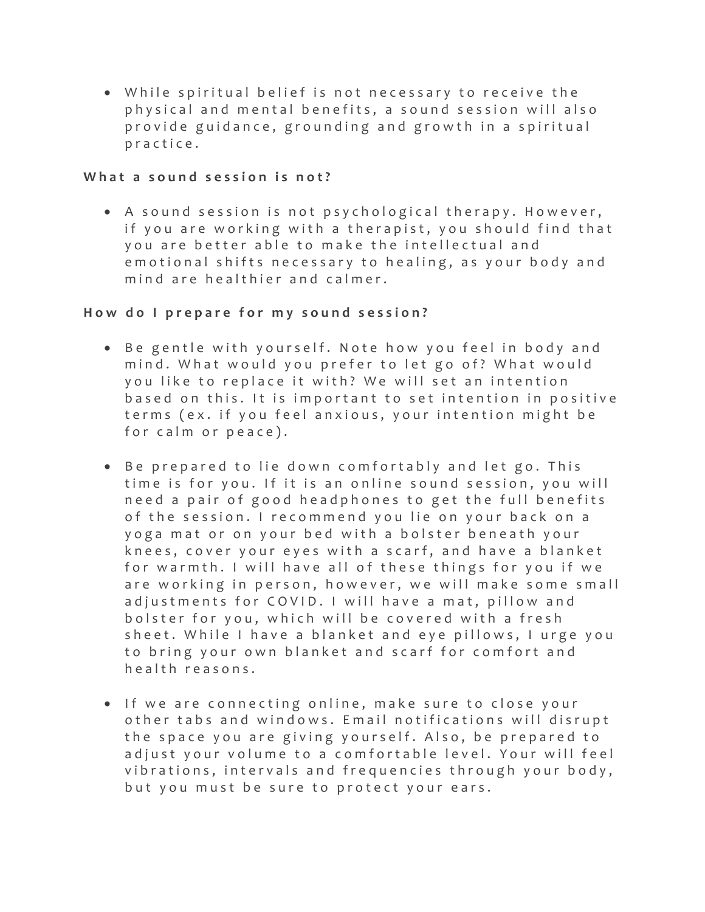- While spiritual belief is not necessary to receive the physical and mental benefits, a sound session will also provide guidance, grounding and growth in a spiritual practice.

**What a sound session is not?**

- A sound session is not psychological therapy. However, if you are working with a therapist, you should find that you are better able to make the intellectual and emotional shifts necessary to healing, as your body and mind are healthier and calmer.

**How do I prepare for my sound session?**

- Be gentle with yourself. Note how you feel in body and mind. What would you prefer to let go of? What would you like to replace it with? We will set an intention based on this. It is important to set intention in positive terms (ex. if you feel anxious, your intention might be for calm or peace).

- Be prepared to lie down comfortably and let go. This time is for you. If it is an online sound session, you will need a pair of good headphones to get the full benefits of the session. I recommend you lie on your back on a yoga mat or on your bed with a bolster beneath your knees, cover your eyes with a scarf, and have a blanket for warmth. I will have all of these things for you if we are working in person, however, we will make some small adjustments for COVID. I will have a mat, pillow and bolster for you, which will be covered with a fresh sheet. While I have a blanket and eye pillows, I urge you to bring your own blanket and scarf for comfort and health reasons.

- If we are connecting online, make sure to close your other tabs and windows. Email notifications will disrupt the space you are giving yourself. Also, be prepared to adjust your volume to a comfortable level. Your will feel vibrations, intervals and frequencies through your body, but you must be sure to protect your ears.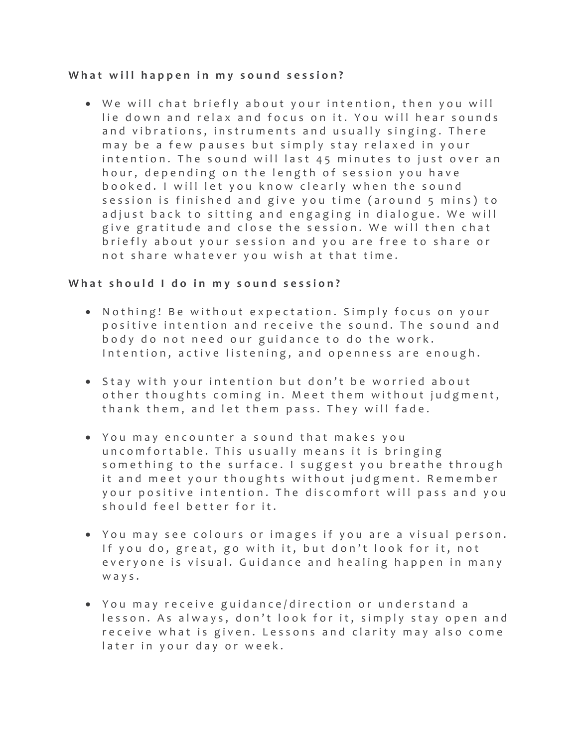**What will happen in my sound session?**

- We will chat briefly about your intention, then you will lie down and relax and focus on it. You will hear sounds and vibrations, instruments and usually singing. There may be a few pauses but simply stay relaxed in your intention. The sound will last 45 minutes to just over an hour, depending on the length of session you have booked. I will let you know clearly when the sound session is finished and give you time (around 5 mins) to adjust back to sitting and engaging in dialogue. We will give gratitude and close the session. We will then chat briefly about your session and you are free to share or not share whatever you wish at that time.

**What should I do in my sound session?**

- Nothing! Be without expectation. Simply focus on your positive intention and receive the sound. The sound and body do not need our guidance to do the work. Intention, active listening, and openness are enough.

- Stay with your intention but don't be worried about other thoughts coming in. Meet them without judgment, thank them, and let them pass. They will fade.

- You may encounter a sound that makes you uncomfortable. This usually means it is bringing something to the surface. I suggest you breathe through it and meet your thoughts without judgment. Remember your positive intention. The discomfort will pass and you should feel better for it.

- You may see colours or images if you are a visual person. If you do, great, go with it, but don't look for it, not everyone is visual. Guidance and healing happen in many ways.

- You may receive guidance/direction or understand a lesson. As always, don't look for it, simply stay open and receive what is given. Lessons and clarity may also come later in your day or week.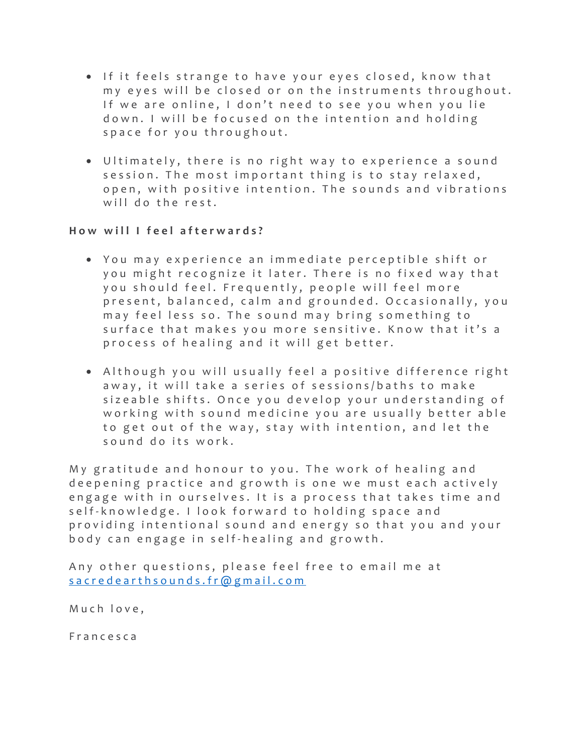- If it feels strange to have your eyes closed, know that my eyes will be closed or on the instruments throughout. If we are online, I don't need to see you when you lie down. I will be focused on the intention and holding space for you throughout.

- Ultimately, there is no right way to experience a sound session. The most important thing is to stay relaxed, open, with positive intention. The sounds and vibrations will do the rest.

**How will I feel afterwards?**

- You may experience an immediate perceptible shift or you might recognize it later. There is no fixed way that you should feel. Frequently, people will feel more present, balanced, calm and grounded. Occasionally, you may feel less so. The sound may bring something to surface that makes you more sensitive. Know that it's a process of healing and it will get better.

- Although you will usually feel a positive difference right away, it will take a series of sessions/baths to make sizeable shifts. Once you develop your understanding of working with sound medicine you are usually better able to get out of the way, stay with intention, and let the sound do its work.

My gratitude and honour to you. The work of healing and deepening practice and growth is one we must each actively engage with in ourselves. It is a process that takes time and self-knowledge. I look forward to holding space and providing intentional sound and energy so that you and your body can engage in self-healing and growth.

Any other questions, please feel free to email me at [sacredearthsounds.fr@gmail.com](mailto:sacredearthsounds.fr@gmail.com)

Much love,

Francesca